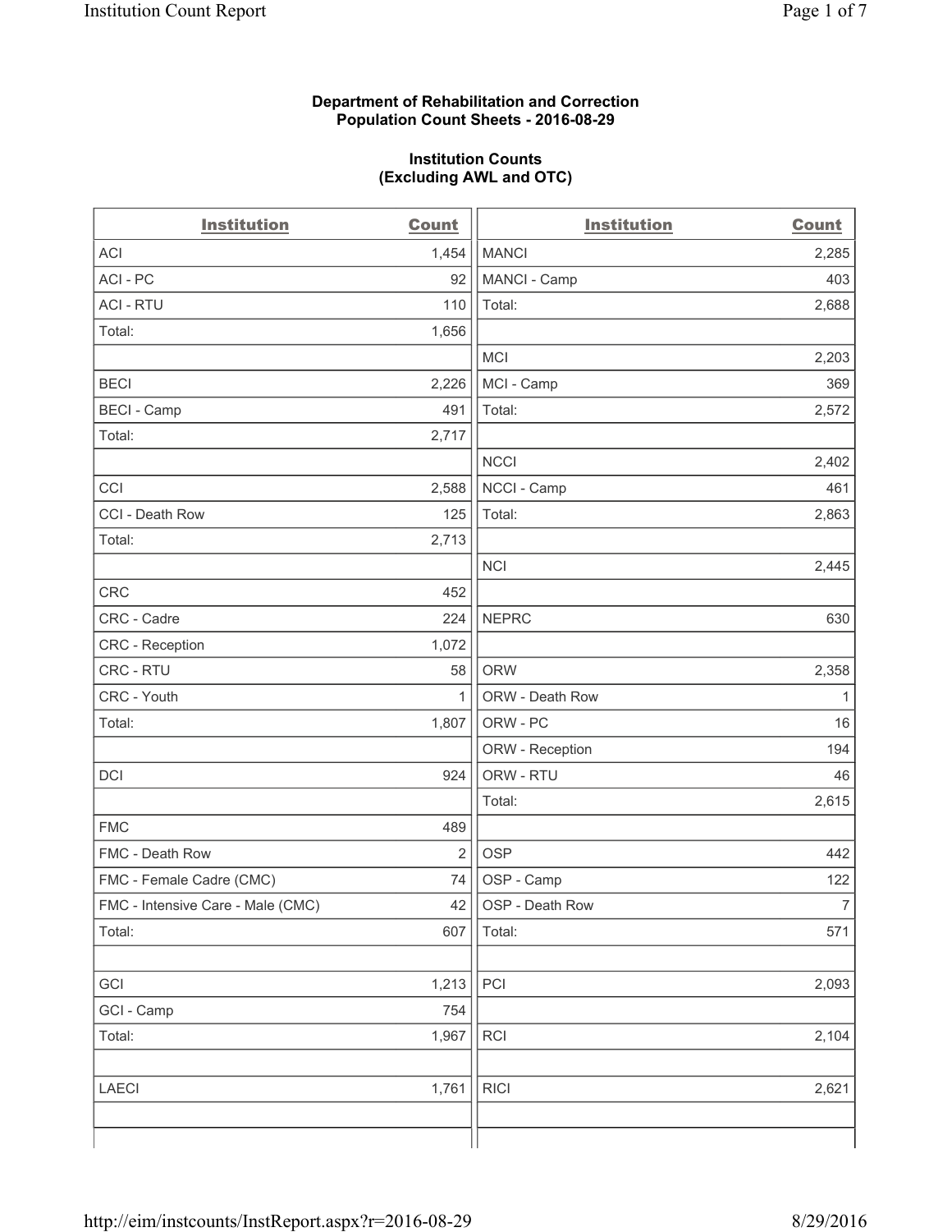**Department of Rehabilitation and Correction**
**Population Count Sheets - 2016-08-29**

**Institution Counts**
**(Excluding AWL and OTC)**

| Institution | Count | Institution | Count |
|---|---|---|---|
| ACI | 1,454 | MANCI | 2,285 |
| ACI - PC | 92 | MANCI - Camp | 403 |
| ACI - RTU | 110 | Total: | 2,688 |
| Total: | 1,656 | | |
| | | MCI | 2,203 |
| BECI | 2,226 | MCI - Camp | 369 |
| BECI - Camp | 491 | Total: | 2,572 |
| Total: | 2,717 | | |
| | | NCCI | 2,402 |
| CCI | 2,588 | NCCI - Camp | 461 |
| CCI - Death Row | 125 | Total: | 2,863 |
| Total: | 2,713 | | |
| | | NCI | 2,445 |
| CRC | 452 | | |
| CRC - Cadre | 224 | NEPRC | 630 |
| CRC - Reception | 1,072 | | |
| CRC - RTU | 58 | ORW | 2,358 |
| CRC - Youth | 1 | ORW - Death Row | 1 |
| Total: | 1,807 | ORW - PC | 16 |
| | | ORW - Reception | 194 |
| DCI | 924 | ORW - RTU | 46 |
| | | Total: | 2,615 |
| FMC | 489 | | |
| FMC - Death Row | 2 | OSP | 442 |
| FMC - Female Cadre (CMC) | 74 | OSP - Camp | 122 |
| FMC - Intensive Care - Male (CMC) | 42 | OSP - Death Row | 7 |
| Total: | 607 | Total: | 571 |
| | | | |
| GCI | 1,213 | PCI | 2,093 |
| GCI - Camp | 754 | | |
| Total: | 1,967 | RCI | 2,104 |
| | | | |
| LAECI | 1,761 | RICI | 2,621 |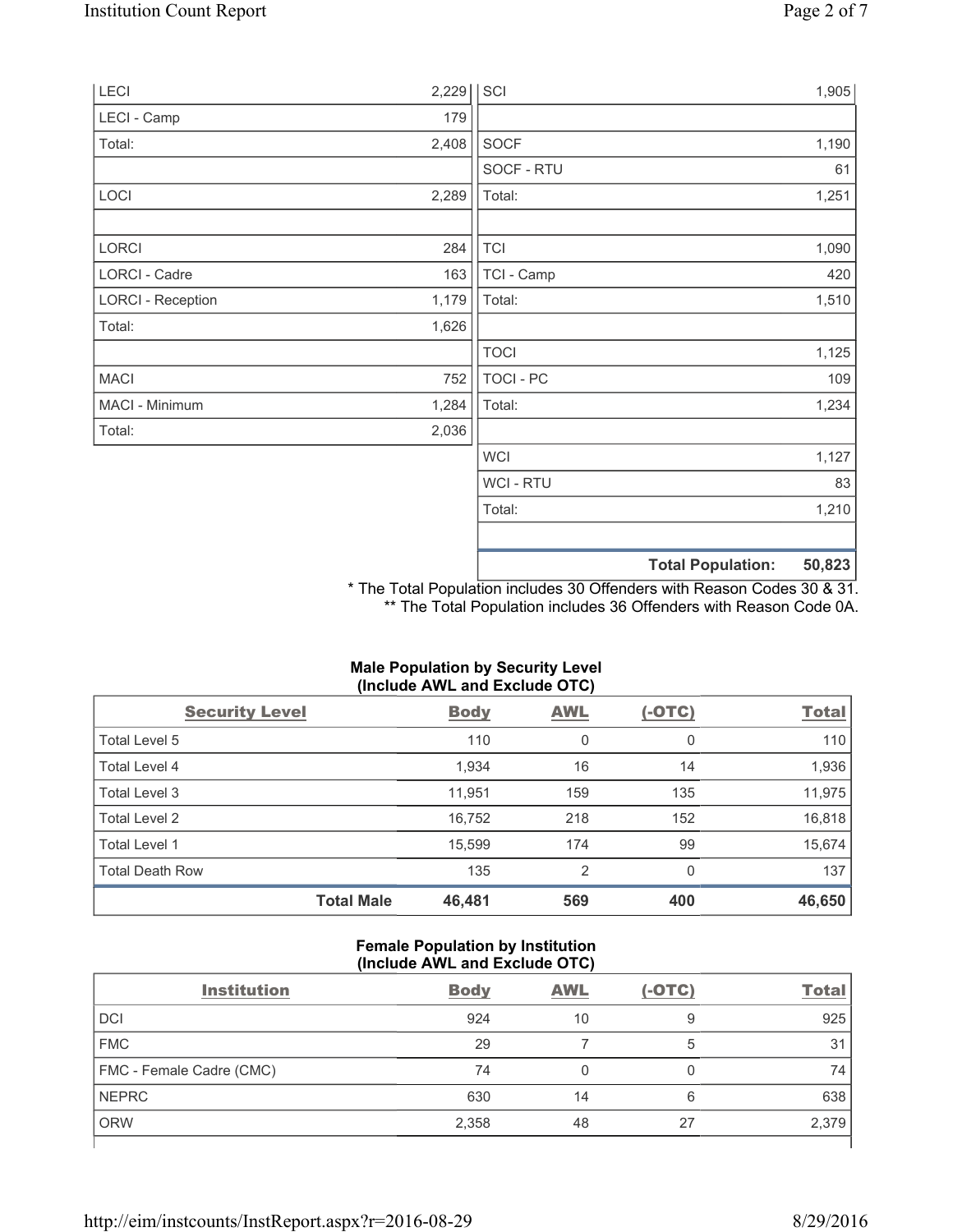| | | | |
|---|---|---|---|
| LECI | 2,229 | SCI | 1,905 |
| LECI - Camp | 179 | | |
| Total: | 2,408 | SOCF | 1,190 |
| | | SOCF - RTU | 61 |
| LOCI | 2,289 | Total: | 1,251 |
| | | | |
| LORCI | 284 | TCI | 1,090 |
| LORCI - Cadre | 163 | TCI - Camp | 420 |
| LORCI - Reception | 1,179 | Total: | 1,510 |
| Total: | 1,626 | | |
| | | TOCI | 1,125 |
| MACI | 752 | TOCI - PC | 109 |
| MACI - Minimum | 1,284 | Total: | 1,234 |
| Total: | 2,036 | | |
| | | WCI | 1,127 |
| | | WCI - RTU | 83 |
| | | Total: | 1,210 |
| | | | |
| | | **Total Population:** | **50,823** |

* The Total Population includes 30 Offenders with Reason Codes 30 & 31.
** The Total Population includes 36 Offenders with Reason Code 0A.

**Male Population by Security Level (Include AWL and Exclude OTC)**

| Security Level | Body | AWL | (-OTC) | Total |
|---|---|---|---|---|
| Total Level 5 | 110 | 0 | 0 | 110 |
| Total Level 4 | 1,934 | 16 | 14 | 1,936 |
| Total Level 3 | 11,951 | 159 | 135 | 11,975 |
| Total Level 2 | 16,752 | 218 | 152 | 16,818 |
| Total Level 1 | 15,599 | 174 | 99 | 15,674 |
| Total Death Row | 135 | 2 | 0 | 137 |
| **Total Male** | **46,481** | **569** | **400** | **46,650** |

**Female Population by Institution (Include AWL and Exclude OTC)**

| Institution | Body | AWL | (-OTC) | Total |
|---|---|---|---|---|
| DCI | 924 | 10 | 9 | 925 |
| FMC | 29 | 7 | 5 | 31 |
| FMC - Female Cadre (CMC) | 74 | 0 | 0 | 74 |
| NEPRC | 630 | 14 | 6 | 638 |
| ORW | 2,358 | 48 | 27 | 2,379 |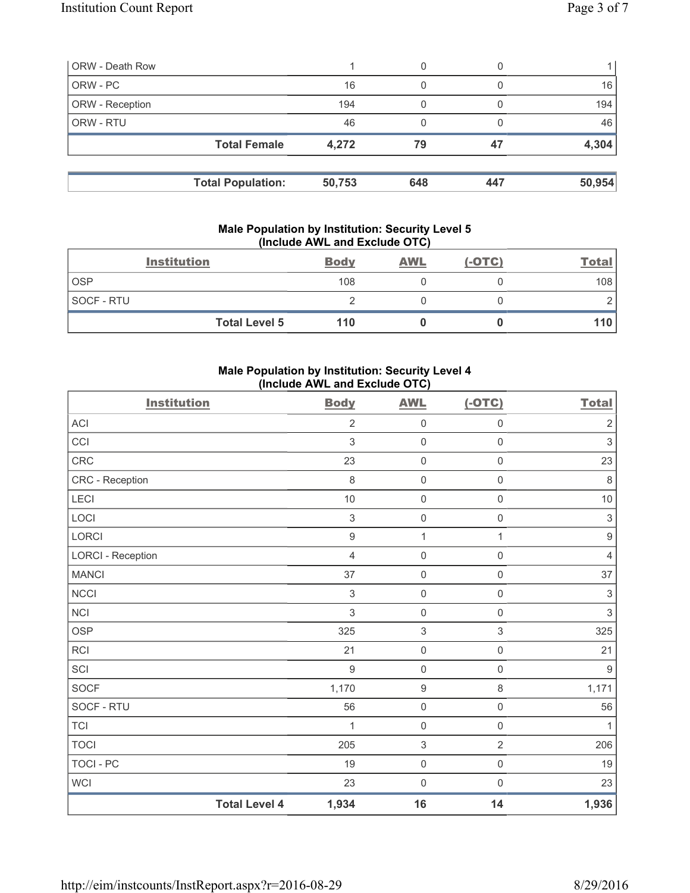| ORW - Death Row | 1 | 0 | 0 | 1 |
|---|---|---|---|---|
| ORW - PC | 16 | 0 | 0 | 16 |
| ORW - Reception | 194 | 0 | 0 | 194 |
| ORW - RTU | 46 | 0 | 0 | 46 |
| **Total Female** | **4,272** | **79** | **47** | **4,304** |

| **Total Population:** | **50,753** | **648** | **447** | **50,954** |
|---|---|---|---|---|

### Male Population by Institution: Security Level 5 (Include AWL and Exclude OTC)

| Institution | Body | AWL | (-OTC) | Total |
|---|---|---|---|---|
| OSP | 108 | 0 | 0 | 108 |
| SOCF - RTU | 2 | 0 | 0 | 2 |
| **Total Level 5** | **110** | **0** | **0** | **110** |

### Male Population by Institution: Security Level 4 (Include AWL and Exclude OTC)

| Institution | Body | AWL | (-OTC) | Total |
|---|---|---|---|---|
| ACI | 2 | 0 | 0 | 2 |
| CCI | 3 | 0 | 0 | 3 |
| CRC | 23 | 0 | 0 | 23 |
| CRC - Reception | 8 | 0 | 0 | 8 |
| LECI | 10 | 0 | 0 | 10 |
| LOCI | 3 | 0 | 0 | 3 |
| LORCI | 9 | 1 | 1 | 9 |
| LORCI - Reception | 4 | 0 | 0 | 4 |
| MANCI | 37 | 0 | 0 | 37 |
| NCCI | 3 | 0 | 0 | 3 |
| NCI | 3 | 0 | 0 | 3 |
| OSP | 325 | 3 | 3 | 325 |
| RCI | 21 | 0 | 0 | 21 |
| SCI | 9 | 0 | 0 | 9 |
| SOCF | 1,170 | 9 | 8 | 1,171 |
| SOCF - RTU | 56 | 0 | 0 | 56 |
| TCI | 1 | 0 | 0 | 1 |
| TOCI | 205 | 3 | 2 | 206 |
| TOCI - PC | 19 | 0 | 0 | 19 |
| WCI | 23 | 0 | 0 | 23 |
| **Total Level 4** | **1,934** | **16** | **14** | **1,936** |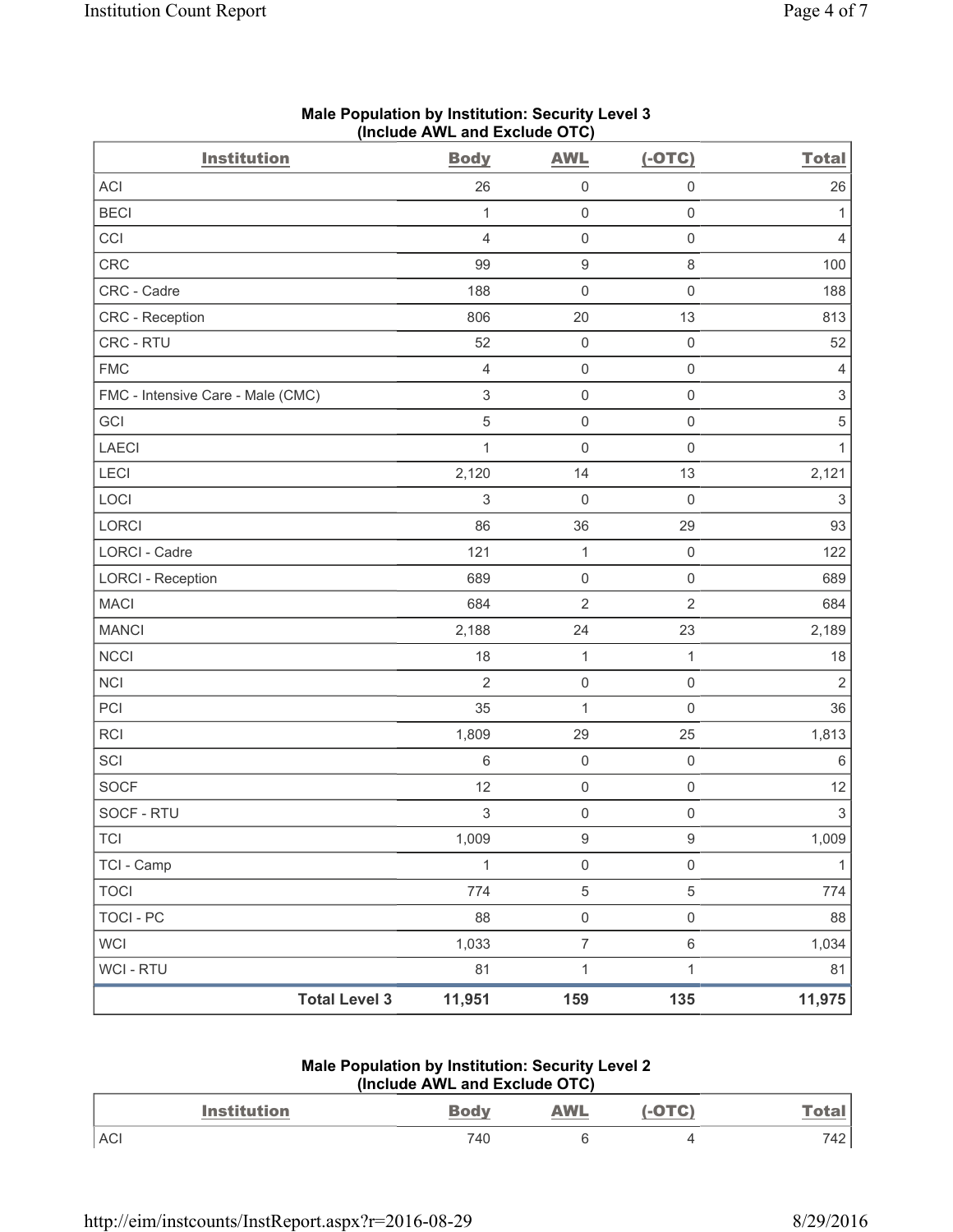## Male Population by Institution: Security Level 3 (Include AWL and Exclude OTC)

| Institution | Body | AWL | (-OTC) | Total |
|---|---|---|---|---|
| ACI | 26 | 0 | 0 | 26 |
| BECI | 1 | 0 | 0 | 1 |
| CCI | 4 | 0 | 0 | 4 |
| CRC | 99 | 9 | 8 | 100 |
| CRC - Cadre | 188 | 0 | 0 | 188 |
| CRC - Reception | 806 | 20 | 13 | 813 |
| CRC - RTU | 52 | 0 | 0 | 52 |
| FMC | 4 | 0 | 0 | 4 |
| FMC - Intensive Care - Male (CMC) | 3 | 0 | 0 | 3 |
| GCI | 5 | 0 | 0 | 5 |
| LAECI | 1 | 0 | 0 | 1 |
| LECI | 2,120 | 14 | 13 | 2,121 |
| LOCI | 3 | 0 | 0 | 3 |
| LORCI | 86 | 36 | 29 | 93 |
| LORCI - Cadre | 121 | 1 | 0 | 122 |
| LORCI - Reception | 689 | 0 | 0 | 689 |
| MACI | 684 | 2 | 2 | 684 |
| MANCI | 2,188 | 24 | 23 | 2,189 |
| NCCI | 18 | 1 | 1 | 18 |
| NCI | 2 | 0 | 0 | 2 |
| PCI | 35 | 1 | 0 | 36 |
| RCI | 1,809 | 29 | 25 | 1,813 |
| SCI | 6 | 0 | 0 | 6 |
| SOCF | 12 | 0 | 0 | 12 |
| SOCF - RTU | 3 | 0 | 0 | 3 |
| TCI | 1,009 | 9 | 9 | 1,009 |
| TCI - Camp | 1 | 0 | 0 | 1 |
| TOCI | 774 | 5 | 5 | 774 |
| TOCI - PC | 88 | 0 | 0 | 88 |
| WCI | 1,033 | 7 | 6 | 1,034 |
| WCI - RTU | 81 | 1 | 1 | 81 |
| **Total Level 3** | **11,951** | **159** | **135** | **11,975** |

## Male Population by Institution: Security Level 2 (Include AWL and Exclude OTC)

| Institution | Body | AWL | (-OTC) | Total |
|---|---|---|---|---|
| ACI | 740 | 6 | 4 | 742 |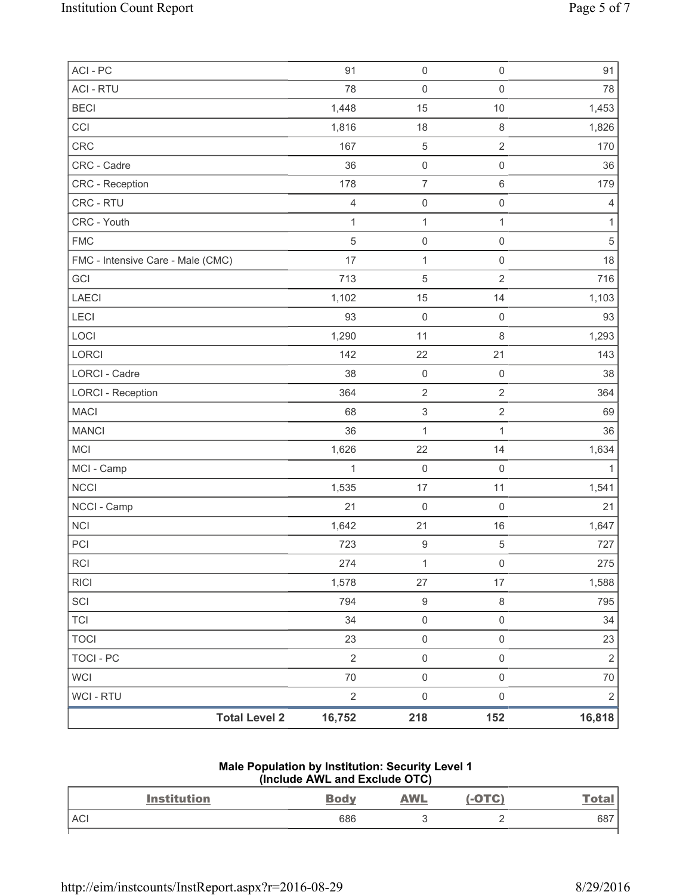| | | | |
|---|---|---|---|
| ACI - PC | 91 | 0 | 0 | 91 |
| ACI - RTU | 78 | 0 | 0 | 78 |
| BECI | 1,448 | 15 | 10 | 1,453 |
| CCI | 1,816 | 18 | 8 | 1,826 |
| CRC | 167 | 5 | 2 | 170 |
| CRC - Cadre | 36 | 0 | 0 | 36 |
| CRC - Reception | 178 | 7 | 6 | 179 |
| CRC - RTU | 4 | 0 | 0 | 4 |
| CRC - Youth | 1 | 1 | 1 | 1 |
| FMC | 5 | 0 | 0 | 5 |
| FMC - Intensive Care - Male (CMC) | 17 | 1 | 0 | 18 |
| GCI | 713 | 5 | 2 | 716 |
| LAECI | 1,102 | 15 | 14 | 1,103 |
| LECI | 93 | 0 | 0 | 93 |
| LOCI | 1,290 | 11 | 8 | 1,293 |
| LORCI | 142 | 22 | 21 | 143 |
| LORCI - Cadre | 38 | 0 | 0 | 38 |
| LORCI - Reception | 364 | 2 | 2 | 364 |
| MACI | 68 | 3 | 2 | 69 |
| MANCI | 36 | 1 | 1 | 36 |
| MCI | 1,626 | 22 | 14 | 1,634 |
| MCI - Camp | 1 | 0 | 0 | 1 |
| NCCI | 1,535 | 17 | 11 | 1,541 |
| NCCI - Camp | 21 | 0 | 0 | 21 |
| NCI | 1,642 | 21 | 16 | 1,647 |
| PCI | 723 | 9 | 5 | 727 |
| RCI | 274 | 1 | 0 | 275 |
| RICI | 1,578 | 27 | 17 | 1,588 |
| SCI | 794 | 9 | 8 | 795 |
| TCI | 34 | 0 | 0 | 34 |
| TOCI | 23 | 0 | 0 | 23 |
| TOCI - PC | 2 | 0 | 0 | 2 |
| WCI | 70 | 0 | 0 | 70 |
| WCI - RTU | 2 | 0 | 0 | 2 |
| **Total Level 2** | **16,752** | **218** | **152** | **16,818** |

**Male Population by Institution: Security Level 1**
**(Include AWL and Exclude OTC)**

| Institution | Body | AWL | (-OTC) | Total |
|---|---|---|---|---|
| ACI | 686 | 3 | 2 | 687 |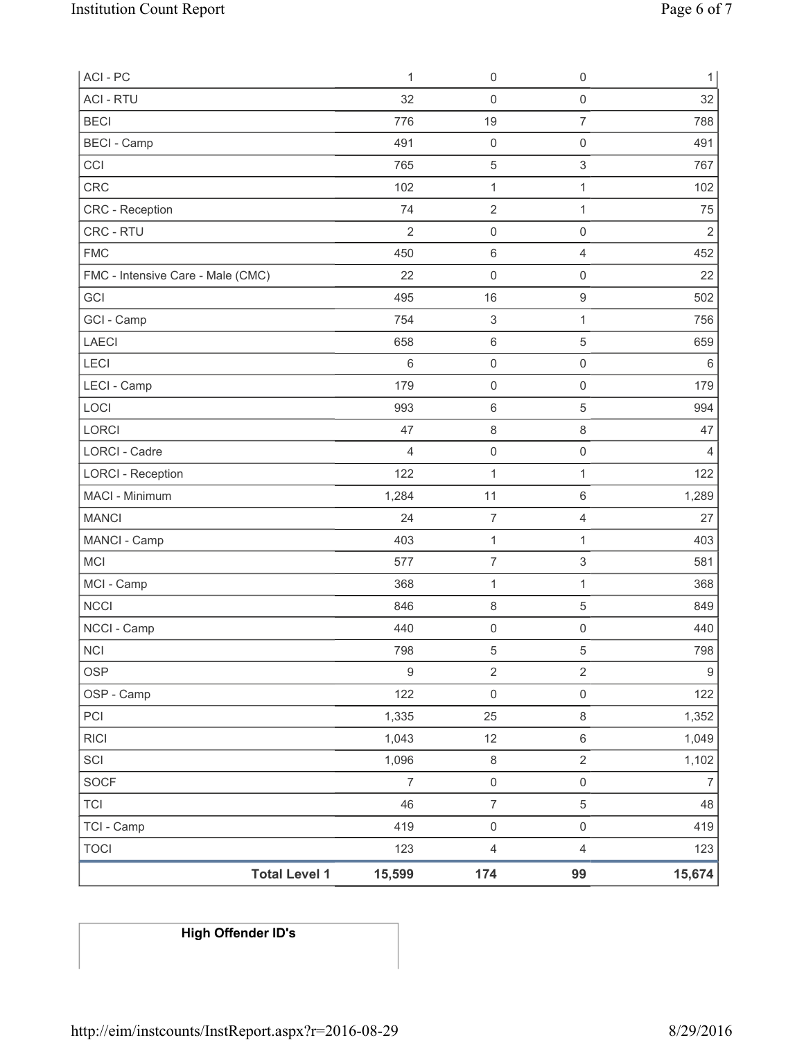| | | | | |
|---|---|---|---|---|
| ACI - PC | 1 | 0 | 0 | 1 |
| ACI - RTU | 32 | 0 | 0 | 32 |
| BECI | 776 | 19 | 7 | 788 |
| BECI - Camp | 491 | 0 | 0 | 491 |
| CCI | 765 | 5 | 3 | 767 |
| CRC | 102 | 1 | 1 | 102 |
| CRC - Reception | 74 | 2 | 1 | 75 |
| CRC - RTU | 2 | 0 | 0 | 2 |
| FMC | 450 | 6 | 4 | 452 |
| FMC - Intensive Care - Male (CMC) | 22 | 0 | 0 | 22 |
| GCI | 495 | 16 | 9 | 502 |
| GCI - Camp | 754 | 3 | 1 | 756 |
| LAECI | 658 | 6 | 5 | 659 |
| LECI | 6 | 0 | 0 | 6 |
| LECI - Camp | 179 | 0 | 0 | 179 |
| LOCI | 993 | 6 | 5 | 994 |
| LORCI | 47 | 8 | 8 | 47 |
| LORCI - Cadre | 4 | 0 | 0 | 4 |
| LORCI - Reception | 122 | 1 | 1 | 122 |
| MACI - Minimum | 1,284 | 11 | 6 | 1,289 |
| MANCI | 24 | 7 | 4 | 27 |
| MANCI - Camp | 403 | 1 | 1 | 403 |
| MCI | 577 | 7 | 3 | 581 |
| MCI - Camp | 368 | 1 | 1 | 368 |
| NCCI | 846 | 8 | 5 | 849 |
| NCCI - Camp | 440 | 0 | 0 | 440 |
| NCI | 798 | 5 | 5 | 798 |
| OSP | 9 | 2 | 2 | 9 |
| OSP - Camp | 122 | 0 | 0 | 122 |
| PCI | 1,335 | 25 | 8 | 1,352 |
| RICI | 1,043 | 12 | 6 | 1,049 |
| SCI | 1,096 | 8 | 2 | 1,102 |
| SOCF | 7 | 0 | 0 | 7 |
| TCI | 46 | 7 | 5 | 48 |
| TCI - Camp | 419 | 0 | 0 | 419 |
| TOCI | 123 | 4 | 4 | 123 |
| **Total Level 1** | **15,599** | **174** | **99** | **15,674** |

| **High Offender ID's** |
|---|
| |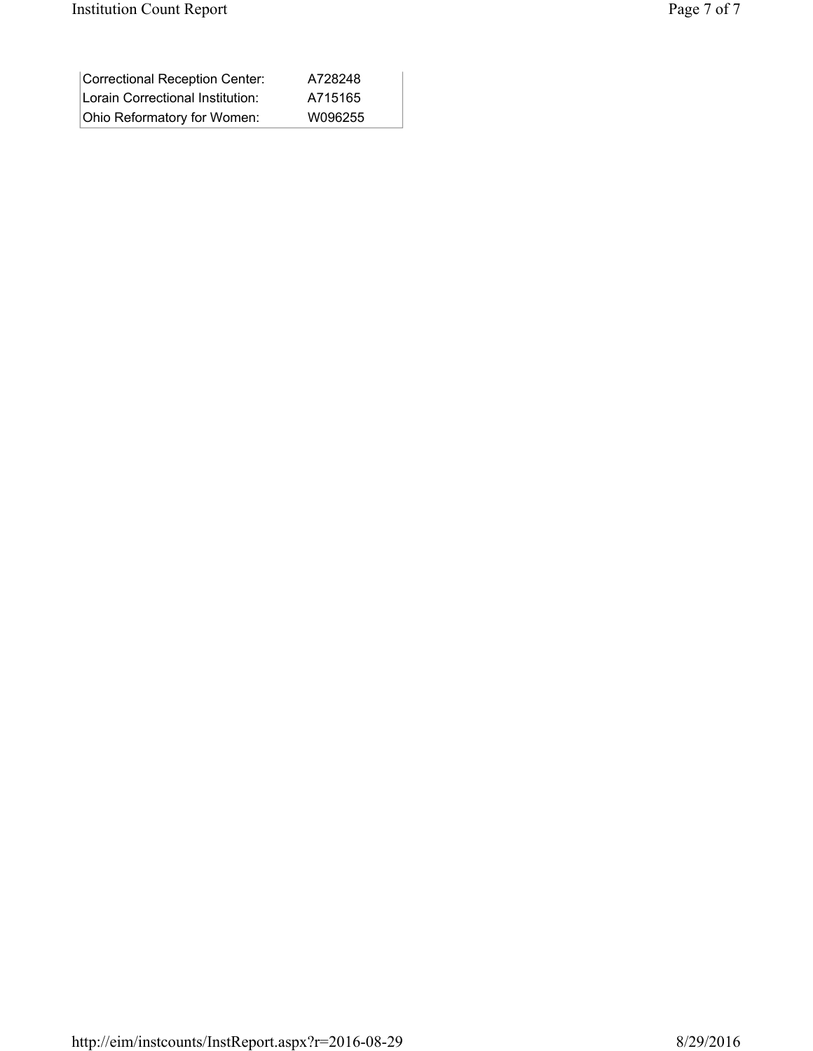| | |
|---|---|
| Correctional Reception Center: | A728248 |
| Lorain Correctional Institution: | A715165 |
| Ohio Reformatory for Women: | W096255 |